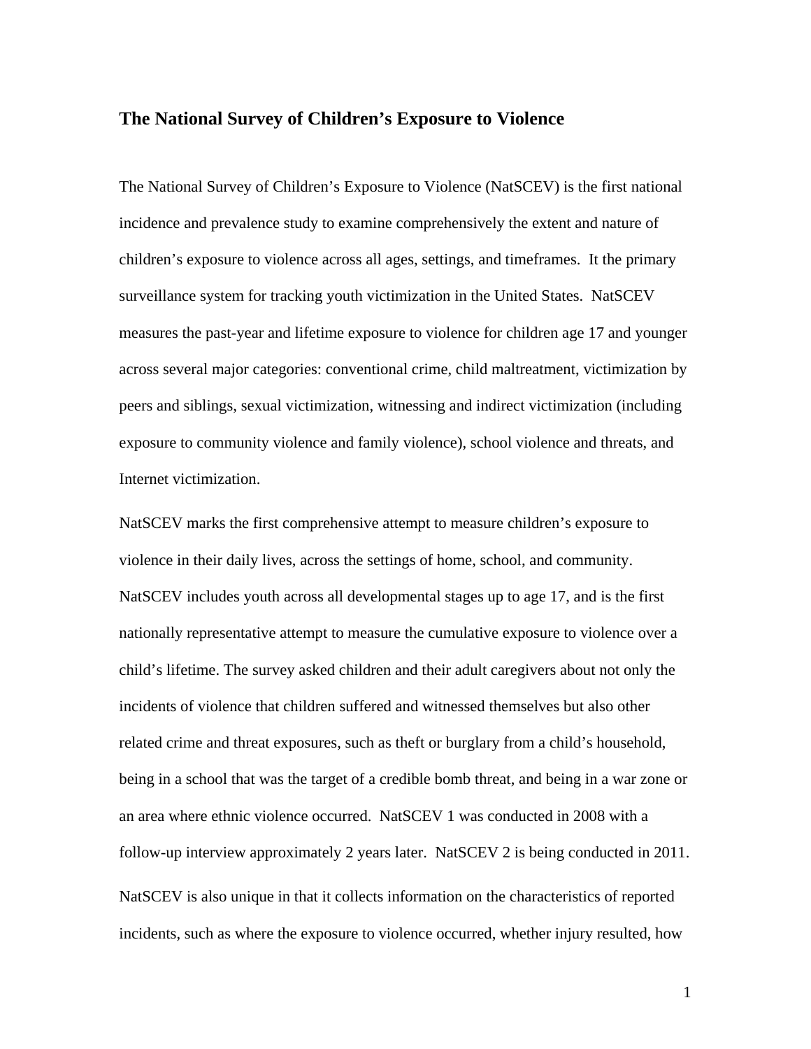## The National Survey of Children's Exposure to Violence

The National Survey of Children's Exposure to Violence (NatSCEV) is the first national incidence and prevalence study to examine comprehensively the extent and nature of children's exposure to violence across all ages, settings, and timeframes. It the primary surveillance system for tracking youth victimization in the United States. NatSCEV measures the past-year and lifetime exposure to violence for children age 17 and younger across several major categories: conventional crime, child maltreatment, victimization by peers and siblings, sexual victimization, witnessing and indirect victimization (including exposure to community violence and family violence), school violence and threats, and Internet victimization.

NatSCEV marks the first comprehensive attempt to measure children's exposure to violence in their daily lives, across the settings of home, school, and community. NatSCEV includes youth across all developmental stages up to age 17, and is the first nationally representative attempt to measure the cumulative exposure to violence over a child's lifetime. The survey asked children and their adult caregivers about not only the incidents of violence that children suffered and witnessed themselves but also other related crime and threat exposures, such as theft or burglary from a child's household, being in a school that was the target of a credible bomb threat, and being in a war zone or an area where ethnic violence occurred. NatSCEV 1 was conducted in 2008 with a follow-up interview approximately 2 years later. NatSCEV 2 is being conducted in 2011.

NatSCEV is also unique in that it collects information on the characteristics of reported incidents, such as where the exposure to violence occurred, whether injury resulted, how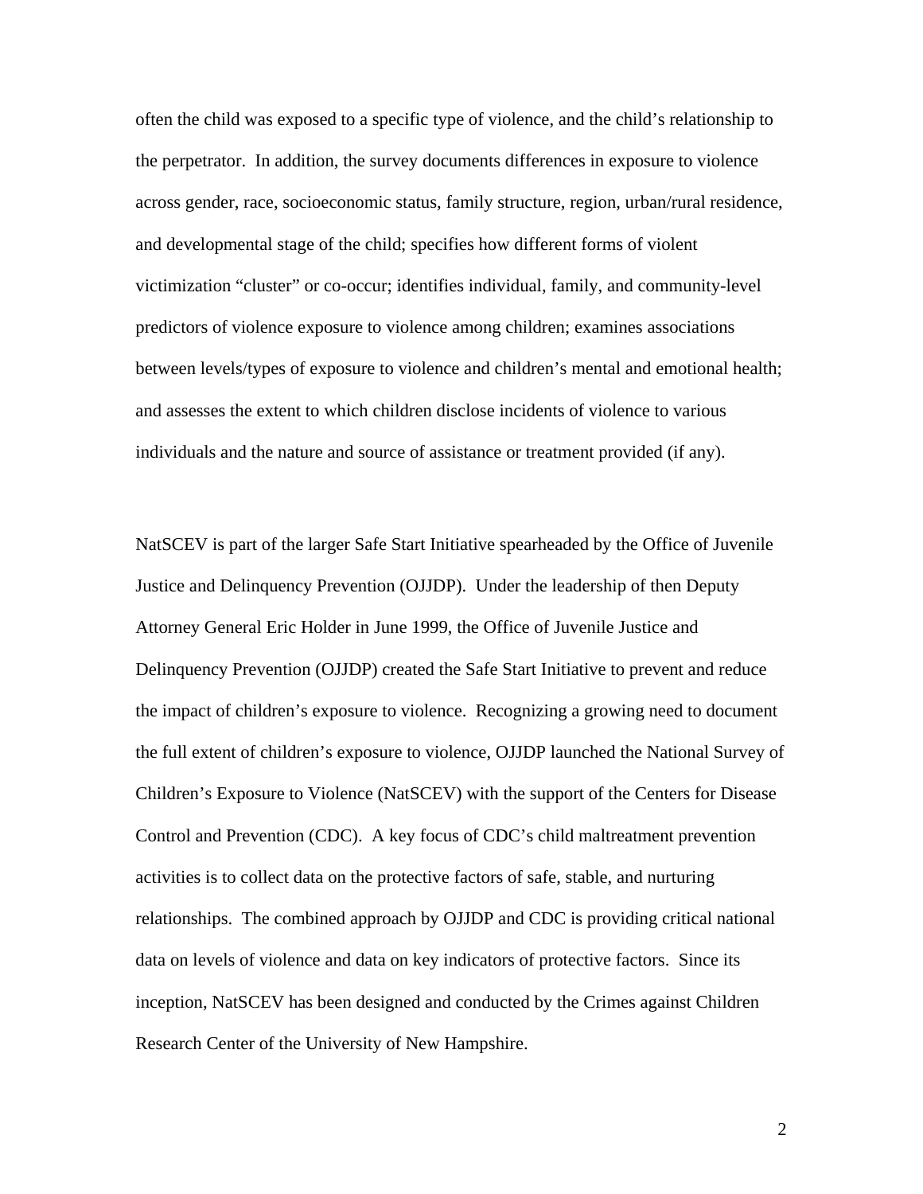often the child was exposed to a specific type of violence, and the child's relationship to the perpetrator. In addition, the survey documents differences in exposure to violence across gender, race, socioeconomic status, family structure, region, urban/rural residence, and developmental stage of the child; specifies how different forms of violent victimization "cluster" or co-occur; identifies individual, family, and community-level predictors of violence exposure to violence among children; examines associations between levels/types of exposure to violence and children's mental and emotional health; and assesses the extent to which children disclose incidents of violence to various individuals and the nature and source of assistance or treatment provided (if any).

NatSCEV is part of the larger Safe Start Initiative spearheaded by the Office of Juvenile Justice and Delinquency Prevention (OJJDP). Under the leadership of then Deputy Attorney General Eric Holder in June 1999, the Office of Juvenile Justice and Delinquency Prevention (OJJDP) created the Safe Start Initiative to prevent and reduce the impact of children's exposure to violence. Recognizing a growing need to document the full extent of children's exposure to violence, OJJDP launched the National Survey of Children's Exposure to Violence (NatSCEV) with the support of the Centers for Disease Control and Prevention (CDC). A key focus of CDC's child maltreatment prevention activities is to collect data on the protective factors of safe, stable, and nurturing relationships. The combined approach by OJJDP and CDC is providing critical national data on levels of violence and data on key indicators of protective factors. Since its inception, NatSCEV has been designed and conducted by the Crimes against Children Research Center of the University of New Hampshire.